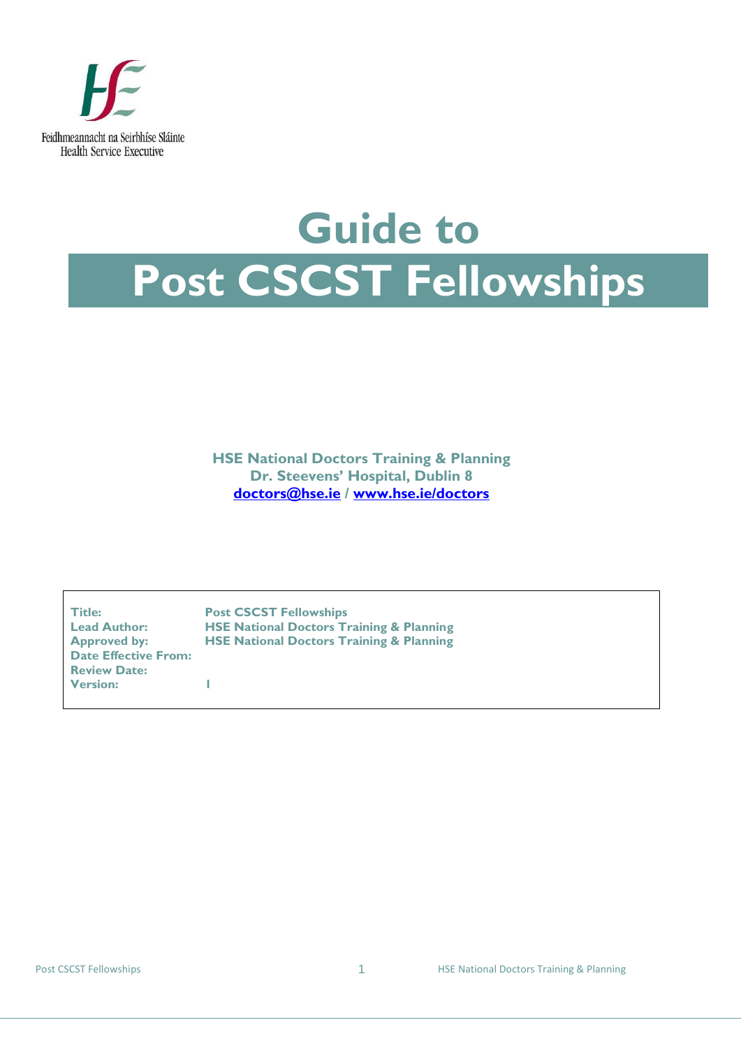Feidhmeannacht na Seirbhíse Sláinte
Health Service Executive

# Guide to
# Post CSCST Fellowships

**HSE National Doctors Training & Planning**
**Dr. Steevens' Hospital, Dublin 8**
**doctors@hse.ie / www.hse.ie/doctors**

| | |
|---|---|
| **Title:** | **Post CSCST Fellowships** |
| **Lead Author:** | **HSE National Doctors Training & Planning** |
| **Approved by:** | **HSE National Doctors Training & Planning** |
| **Date Effective From:** | |
| **Review Date:** | |
| **Version:** | **1** |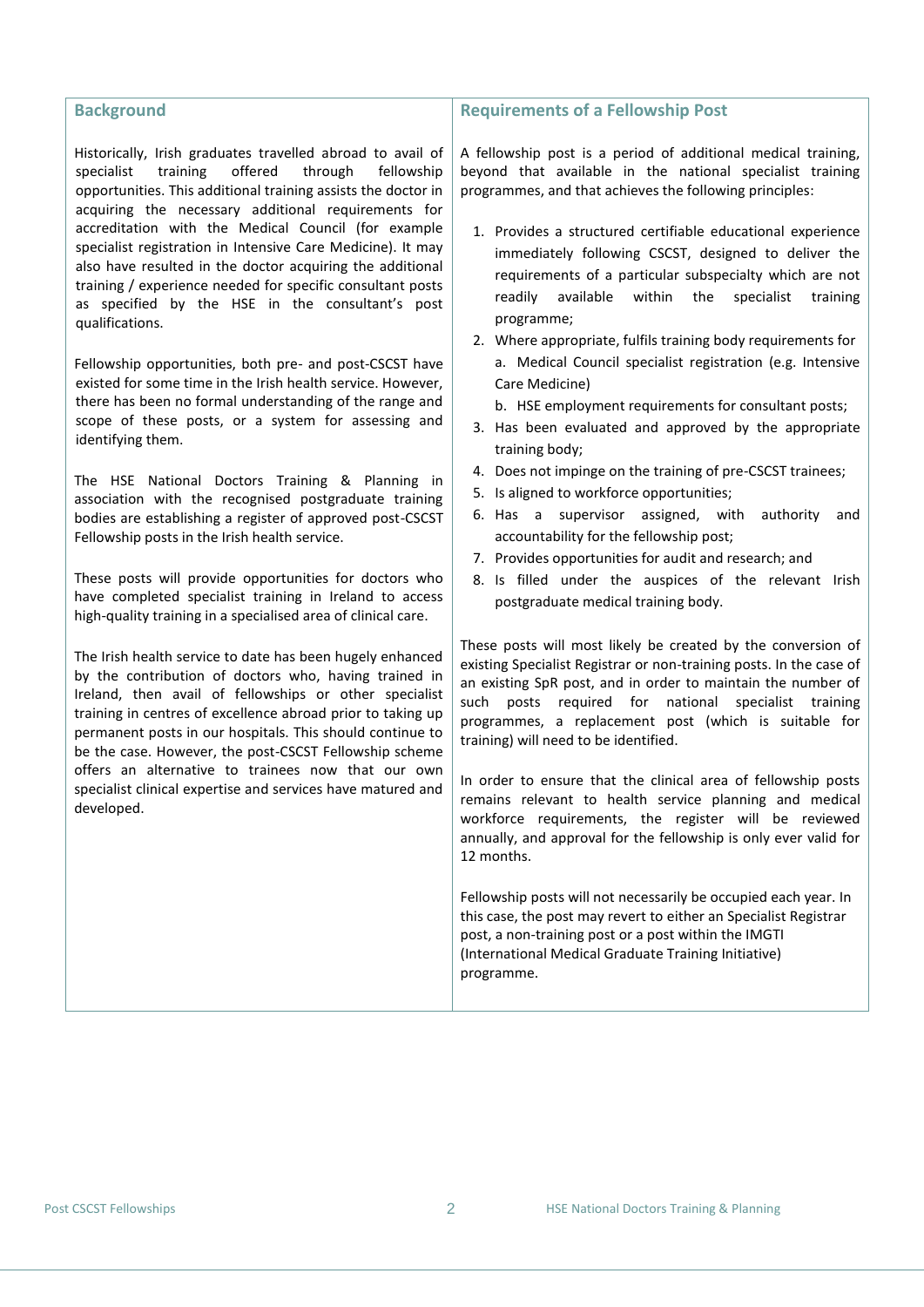## Background

Historically, Irish graduates travelled abroad to avail of specialist training offered through fellowship opportunities. This additional training assists the doctor in acquiring the necessary additional requirements for accreditation with the Medical Council (for example specialist registration in Intensive Care Medicine). It may also have resulted in the doctor acquiring the additional training / experience needed for specific consultant posts as specified by the HSE in the consultant's post qualifications.

Fellowship opportunities, both pre- and post-CSCST have existed for some time in the Irish health service. However, there has been no formal understanding of the range and scope of these posts, or a system for assessing and identifying them.

The HSE National Doctors Training & Planning in association with the recognised postgraduate training bodies are establishing a register of approved post-CSCST Fellowship posts in the Irish health service.

These posts will provide opportunities for doctors who have completed specialist training in Ireland to access high-quality training in a specialised area of clinical care.

The Irish health service to date has been hugely enhanced by the contribution of doctors who, having trained in Ireland, then avail of fellowships or other specialist training in centres of excellence abroad prior to taking up permanent posts in our hospitals. This should continue to be the case. However, the post-CSCST Fellowship scheme offers an alternative to trainees now that our own specialist clinical expertise and services have matured and developed.

## Requirements of a Fellowship Post

A fellowship post is a period of additional medical training, beyond that available in the national specialist training programmes, and that achieves the following principles:

1. Provides a structured certifiable educational experience immediately following CSCST, designed to deliver the requirements of a particular subspecialty which are not readily available within the specialist training programme;
2. Where appropriate, fulfils training body requirements for
   a. Medical Council specialist registration (e.g. Intensive Care Medicine)
   b. HSE employment requirements for consultant posts;
3. Has been evaluated and approved by the appropriate training body;
4. Does not impinge on the training of pre-CSCST trainees;
5. Is aligned to workforce opportunities;
6. Has a supervisor assigned, with authority and accountability for the fellowship post;
7. Provides opportunities for audit and research; and
8. Is filled under the auspices of the relevant Irish postgraduate medical training body.

These posts will most likely be created by the conversion of existing Specialist Registrar or non-training posts. In the case of an existing SpR post, and in order to maintain the number of such posts required for national specialist training programmes, a replacement post (which is suitable for training) will need to be identified.

In order to ensure that the clinical area of fellowship posts remains relevant to health service planning and medical workforce requirements, the register will be reviewed annually, and approval for the fellowship is only ever valid for 12 months.

Fellowship posts will not necessarily be occupied each year. In this case, the post may revert to either an Specialist Registrar post, a non-training post or a post within the IMGTI (International Medical Graduate Training Initiative) programme.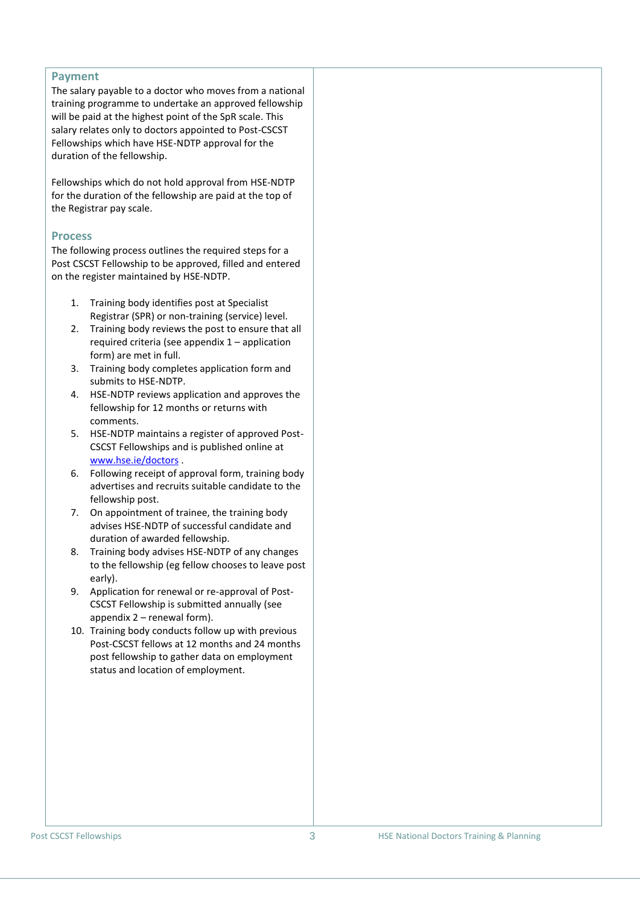## Payment

The salary payable to a doctor who moves from a national training programme to undertake an approved fellowship will be paid at the highest point of the SpR scale. This salary relates only to doctors appointed to Post-CSCST Fellowships which have HSE-NDTP approval for the duration of the fellowship.

Fellowships which do not hold approval from HSE-NDTP for the duration of the fellowship are paid at the top of the Registrar pay scale.

## Process

The following process outlines the required steps for a Post CSCST Fellowship to be approved, filled and entered on the register maintained by HSE-NDTP.

1. Training body identifies post at Specialist Registrar (SPR) or non-training (service) level.
2. Training body reviews the post to ensure that all required criteria (see appendix 1 – application form) are met in full.
3. Training body completes application form and submits to HSE-NDTP.
4. HSE-NDTP reviews application and approves the fellowship for 12 months or returns with comments.
5. HSE-NDTP maintains a register of approved Post-CSCST Fellowships and is published online at [www.hse.ie/doctors](www.hse.ie/doctors) .
6. Following receipt of approval form, training body advertises and recruits suitable candidate to the fellowship post.
7. On appointment of trainee, the training body advises HSE-NDTP of successful candidate and duration of awarded fellowship.
8. Training body advises HSE-NDTP of any changes to the fellowship (eg fellow chooses to leave post early).
9. Application for renewal or re-approval of Post-CSCST Fellowship is submitted annually (see appendix 2 – renewal form).
10. Training body conducts follow up with previous Post-CSCST fellows at 12 months and 24 months post fellowship to gather data on employment status and location of employment.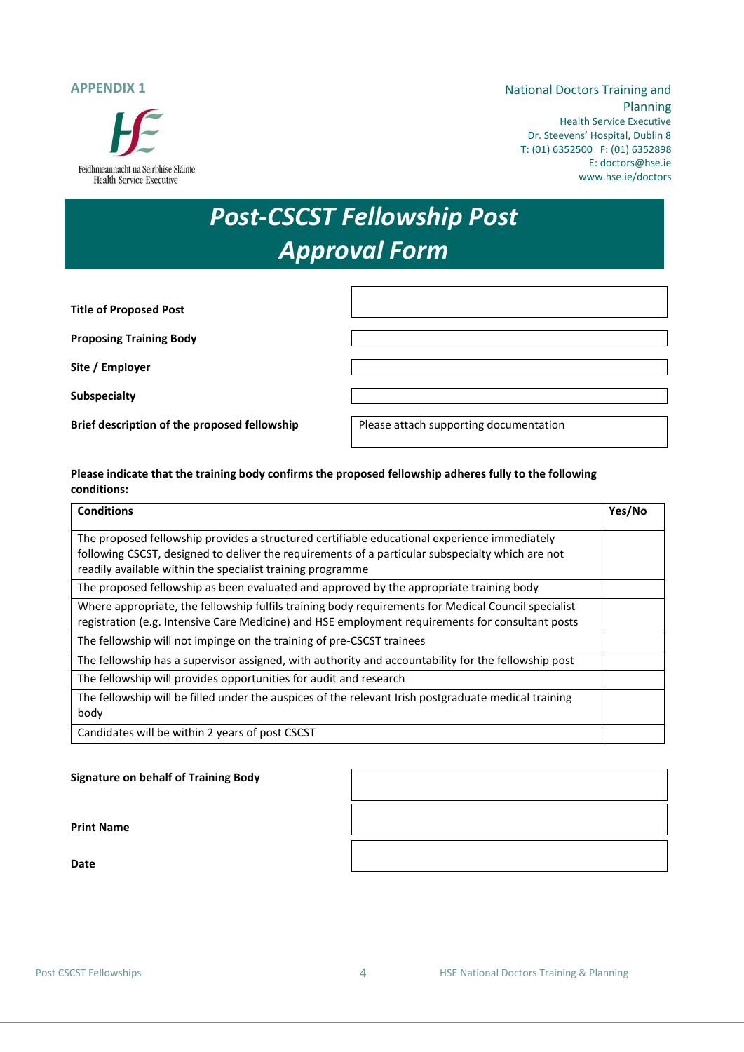APPENDIX 1

Feidhmeannacht na Seirbhíse Sláinte
Health Service Executive

National Doctors Training and Planning
Health Service Executive
Dr. Steevens' Hospital, Dublin 8
T: (01) 6352500 F: (01) 6352898
E: doctors@hse.ie
www.hse.ie/doctors

# *Post-CSCST Fellowship Post Approval Form*

| | |
|---|---|
| **Title of Proposed Post** | |
| **Proposing Training Body** | |
| **Site / Employer** | |
| **Subspecialty** | |
| **Brief description of the proposed fellowship** | Please attach supporting documentation |

**Please indicate that the training body confirms the proposed fellowship adheres fully to the following conditions:**

| Conditions | Yes/No |
|---|---|
| The proposed fellowship provides a structured certifiable educational experience immediately following CSCST, designed to deliver the requirements of a particular subspecialty which are not readily available within the specialist training programme | |
| The proposed fellowship as been evaluated and approved by the appropriate training body | |
| Where appropriate, the fellowship fulfils training body requirements for Medical Council specialist registration (e.g. Intensive Care Medicine) and HSE employment requirements for consultant posts | |
| The fellowship will not impinge on the training of pre-CSCST trainees | |
| The fellowship has a supervisor assigned, with authority and accountability for the fellowship post | |
| The fellowship will provides opportunities for audit and research | |
| The fellowship will be filled under the auspices of the relevant Irish postgraduate medical training body | |
| Candidates will be within 2 years of post CSCST | |

| | |
|---|---|
| **Signature on behalf of Training Body** | |
| **Print Name** | |
| **Date** | |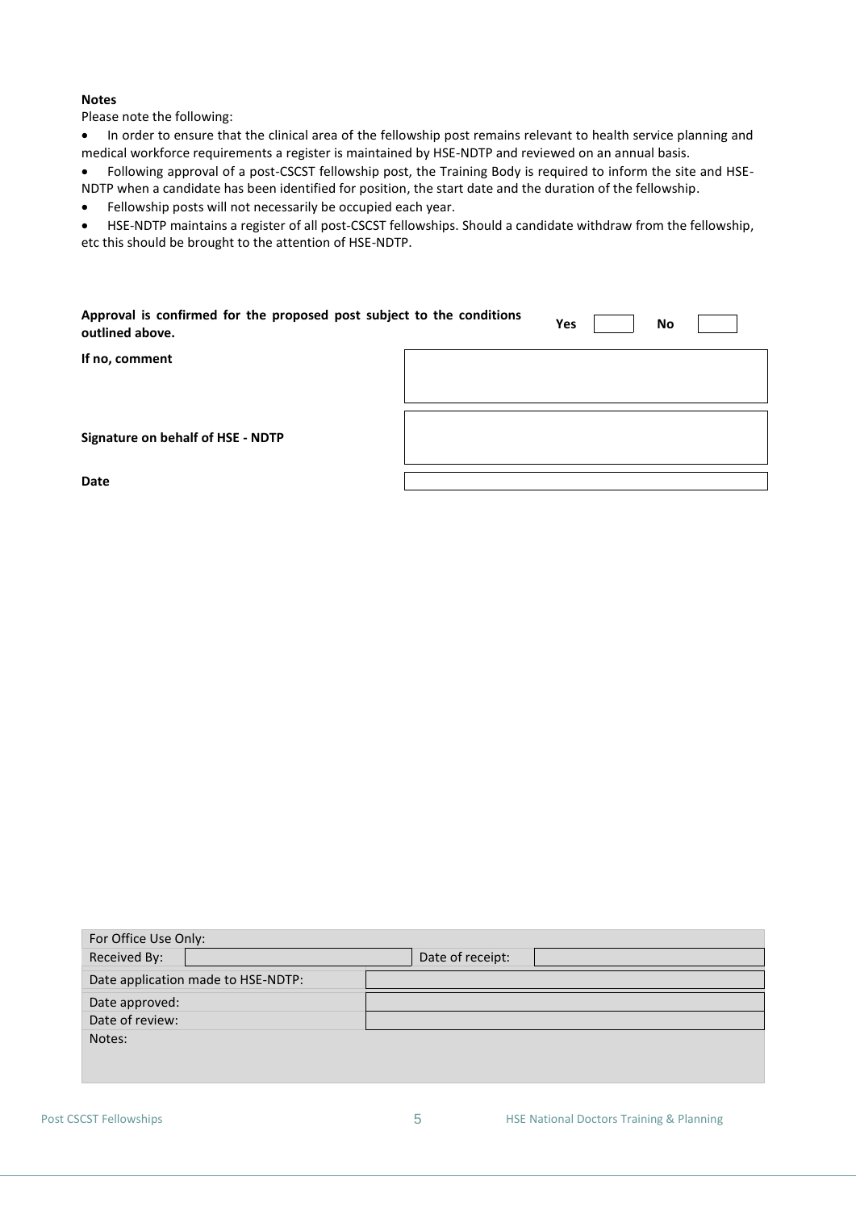**Notes**

Please note the following:

- In order to ensure that the clinical area of the fellowship post remains relevant to health service planning and medical workforce requirements a register is maintained by HSE-NDTP and reviewed on an annual basis.
- Following approval of a post-CSCST fellowship post, the Training Body is required to inform the site and HSE-NDTP when a candidate has been identified for position, the start date and the duration of the fellowship.
- Fellowship posts will not necessarily be occupied each year.
- HSE-NDTP maintains a register of all post-CSCST fellowships. Should a candidate withdraw from the fellowship, etc this should be brought to the attention of HSE-NDTP.

| | | | | |
|---|---|---|---|---|
| **Approval is confirmed for the proposed post subject to the conditions outlined above.** | **Yes** | | **No** | |
| **If no, comment** | | | | |
| **Signature on behalf of HSE - NDTP** | | | | |
| **Date** | | | | |

| | | | |
|---|---|---|---|
| For Office Use Only: | | | |
| Received By: | | Date of receipt: | |
| Date application made to HSE-NDTP: | | | |
| Date approved: | | | |
| Date of review: | | | |
| Notes: | | | |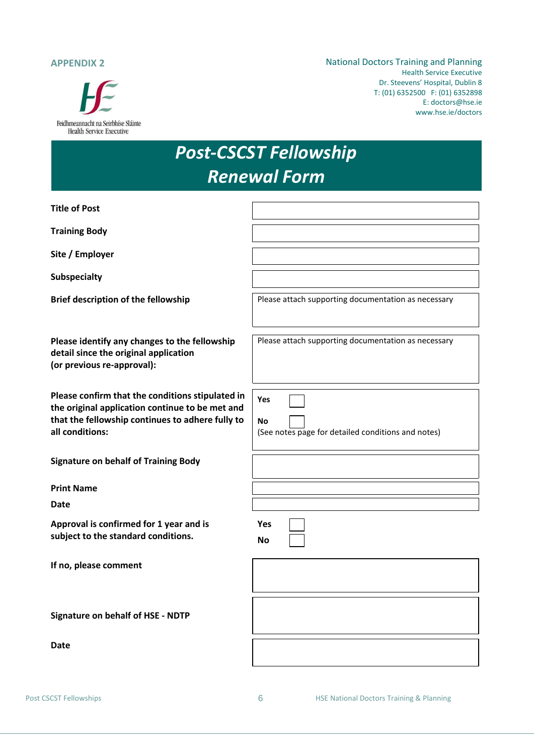APPENDIX 2

Feidhmeannacht na Seirbhíse Sláinte
Health Service Executive

National Doctors Training and Planning
Health Service Executive
Dr. Steevens' Hospital, Dublin 8
T: (01) 6352500 F: (01) 6352898
E: doctors@hse.ie
www.hse.ie/doctors

# Post-CSCST Fellowship Renewal Form

| | |
|---|---|
| **Title of Post** | |
| **Training Body** | |
| **Site / Employer** | |
| **Subspecialty** | |
| **Brief description of the fellowship** | Please attach supporting documentation as necessary |
| **Please identify any changes to the fellowship detail since the original application (or previous re-approval):** | Please attach supporting documentation as necessary |
| **Please confirm that the conditions stipulated in the original application continue to be met and that the fellowship continues to adhere fully to all conditions:** | **Yes** ☐ <br> **No** ☐ <br> (See notes page for detailed conditions and notes) |
| **Signature on behalf of Training Body** | |
| **Print Name** | |
| **Date** | |
| **Approval is confirmed for 1 year and is subject to the standard conditions.** | **Yes** ☐ <br> **No** ☐ |
| **If no, please comment** | |
| **Signature on behalf of HSE - NDTP** | |
| **Date** | |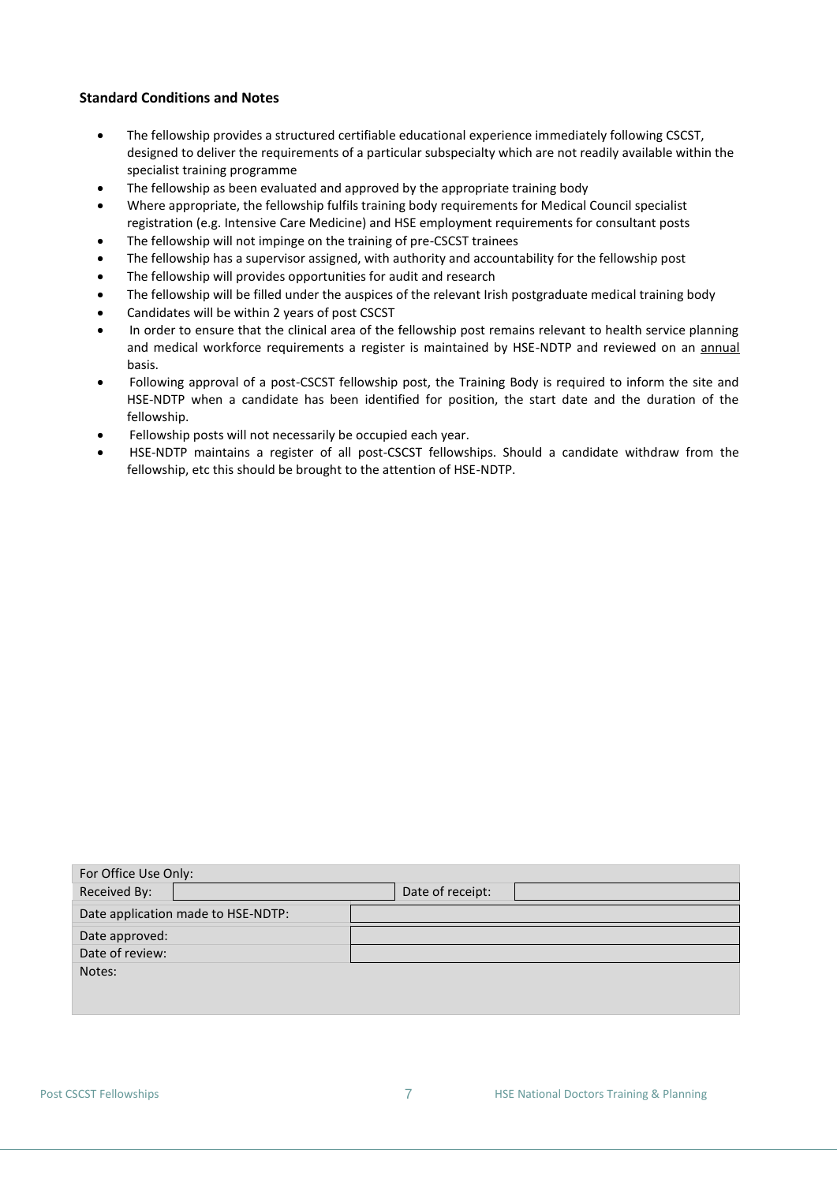**Standard Conditions and Notes**

- The fellowship provides a structured certifiable educational experience immediately following CSCST, designed to deliver the requirements of a particular subspecialty which are not readily available within the specialist training programme
- The fellowship as been evaluated and approved by the appropriate training body
- Where appropriate, the fellowship fulfils training body requirements for Medical Council specialist registration (e.g. Intensive Care Medicine) and HSE employment requirements for consultant posts
- The fellowship will not impinge on the training of pre-CSCST trainees
- The fellowship has a supervisor assigned, with authority and accountability for the fellowship post
- The fellowship will provides opportunities for audit and research
- The fellowship will be filled under the auspices of the relevant Irish postgraduate medical training body
- Candidates will be within 2 years of post CSCST
- In order to ensure that the clinical area of the fellowship post remains relevant to health service planning and medical workforce requirements a register is maintained by HSE-NDTP and reviewed on an annual basis.
- Following approval of a post-CSCST fellowship post, the Training Body is required to inform the site and HSE-NDTP when a candidate has been identified for position, the start date and the duration of the fellowship.
- Fellowship posts will not necessarily be occupied each year.
- HSE-NDTP maintains a register of all post-CSCST fellowships. Should a candidate withdraw from the fellowship, etc this should be brought to the attention of HSE-NDTP.

| For Office Use Only: | | | |
|---|---|---|---|
| Received By: | | Date of receipt: | |
| Date application made to HSE-NDTP: | | | |
| Date approved: | | | |
| Date of review: | | | |
| Notes: | | | |